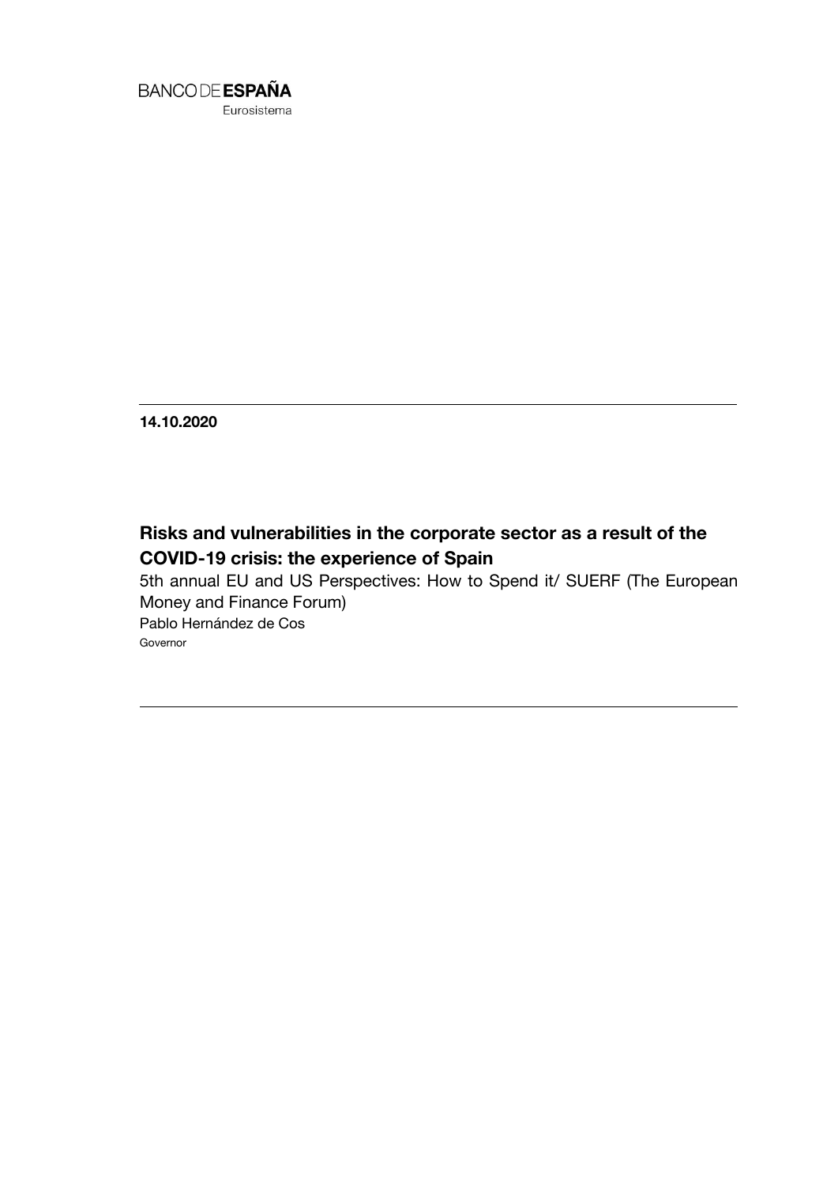BANCO DE **ESPAÑA**
Eurosistema

**14.10.2020**

# Risks and vulnerabilities in the corporate sector as a result of the COVID-19 crisis: the experience of Spain

5th annual EU and US Perspectives: How to Spend it/ SUERF (The European Money and Finance Forum)

Pablo Hernández de Cos

Governor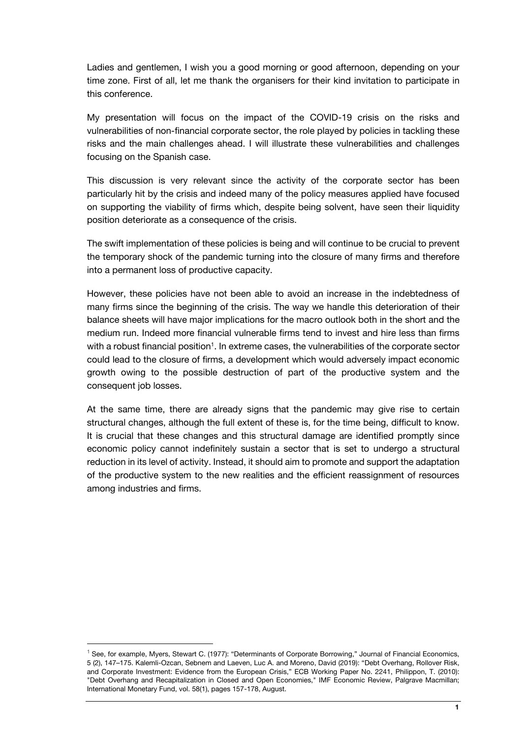Ladies and gentlemen, I wish you a good morning or good afternoon, depending on your time zone. First of all, let me thank the organisers for their kind invitation to participate in this conference.

My presentation will focus on the impact of the COVID-19 crisis on the risks and vulnerabilities of non-financial corporate sector, the role played by policies in tackling these risks and the main challenges ahead. I will illustrate these vulnerabilities and challenges focusing on the Spanish case.

This discussion is very relevant since the activity of the corporate sector has been particularly hit by the crisis and indeed many of the policy measures applied have focused on supporting the viability of firms which, despite being solvent, have seen their liquidity position deteriorate as a consequence of the crisis.

The swift implementation of these policies is being and will continue to be crucial to prevent the temporary shock of the pandemic turning into the closure of many firms and therefore into a permanent loss of productive capacity.

However, these policies have not been able to avoid an increase in the indebtedness of many firms since the beginning of the crisis. The way we handle this deterioration of their balance sheets will have major implications for the macro outlook both in the short and the medium run. Indeed more financial vulnerable firms tend to invest and hire less than firms with a robust financial position[1]. In extreme cases, the vulnerabilities of the corporate sector could lead to the closure of firms, a development which would adversely impact economic growth owing to the possible destruction of part of the productive system and the consequent job losses.

At the same time, there are already signs that the pandemic may give rise to certain structural changes, although the full extent of these is, for the time being, difficult to know. It is crucial that these changes and this structural damage are identified promptly since economic policy cannot indefinitely sustain a sector that is set to undergo a structural reduction in its level of activity. Instead, it should aim to promote and support the adaptation of the productive system to the new realities and the efficient reassignment of resources among industries and firms.

---

[1] See, for example, Myers, Stewart C. (1977): "Determinants of Corporate Borrowing," Journal of Financial Economics, 5 (2), 147–175. Kalemli-Ozcan, Sebnem and Laeven, Luc A. and Moreno, David (2019): "Debt Overhang, Rollover Risk, and Corporate Investment: Evidence from the European Crisis," ECB Working Paper No. 2241, Philippon, T. (2010): "Debt Overhang and Recapitalization in Closed and Open Economies," IMF Economic Review, Palgrave Macmillan; International Monetary Fund, vol. 58(1), pages 157-178, August.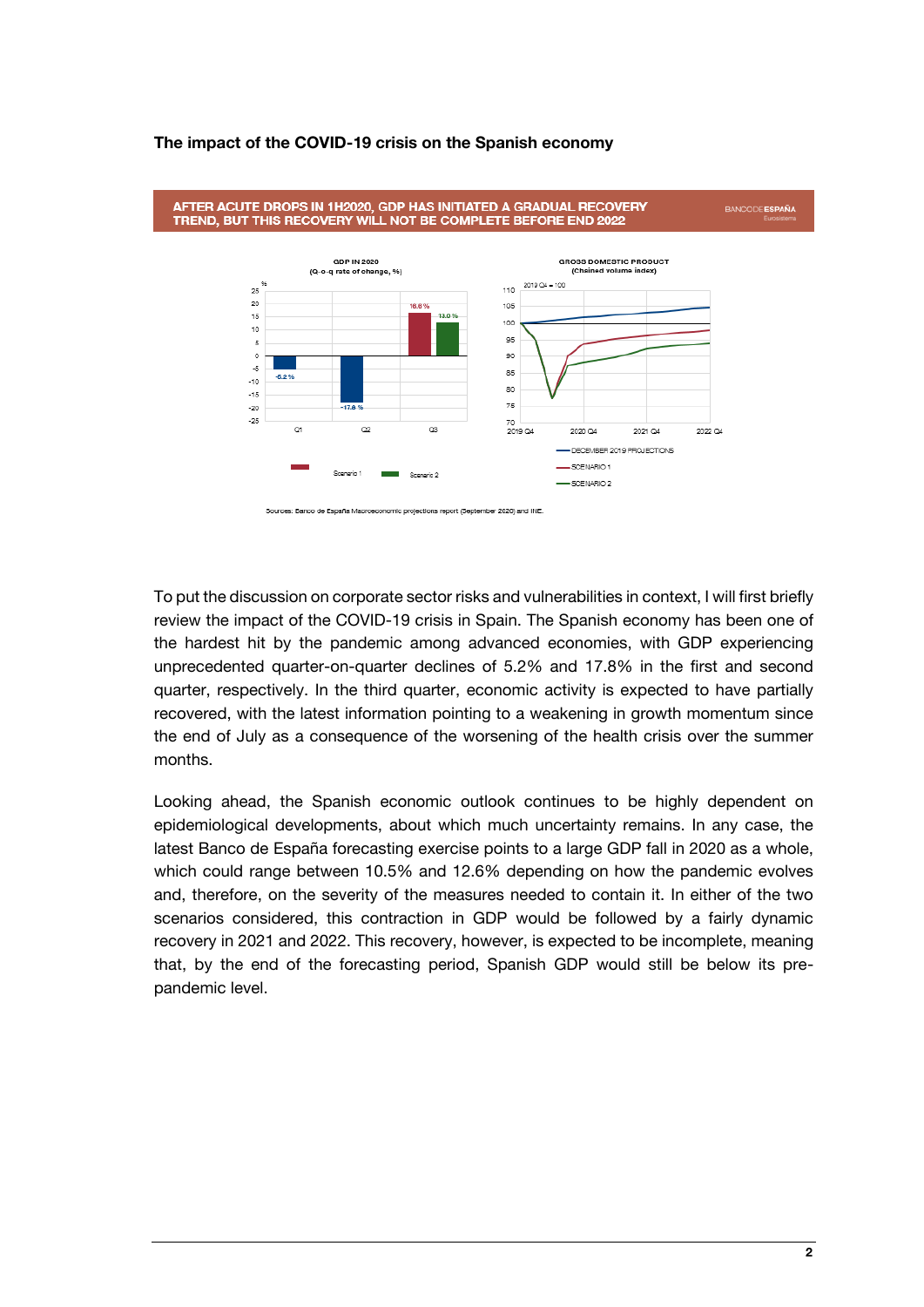**The impact of the COVID-19 crisis on the Spanish economy**

AFTER ACUTE DROPS IN 1H2020, GDP HAS INITIATED A GRADUAL RECOVERY TREND, BUT THIS RECOVERY WILL NOT BE COMPLETE BEFORE END 2022

Sources: Banco de España Macroeconomic projections report (September 2020) and INE.

To put the discussion on corporate sector risks and vulnerabilities in context, I will first briefly review the impact of the COVID-19 crisis in Spain. The Spanish economy has been one of the hardest hit by the pandemic among advanced economies, with GDP experiencing unprecedented quarter-on-quarter declines of 5.2% and 17.8% in the first and second quarter, respectively. In the third quarter, economic activity is expected to have partially recovered, with the latest information pointing to a weakening in growth momentum since the end of July as a consequence of the worsening of the health crisis over the summer months.

Looking ahead, the Spanish economic outlook continues to be highly dependent on epidemiological developments, about which much uncertainty remains. In any case, the latest Banco de España forecasting exercise points to a large GDP fall in 2020 as a whole, which could range between 10.5% and 12.6% depending on how the pandemic evolves and, therefore, on the severity of the measures needed to contain it. In either of the two scenarios considered, this contraction in GDP would be followed by a fairly dynamic recovery in 2021 and 2022. This recovery, however, is expected to be incomplete, meaning that, by the end of the forecasting period, Spanish GDP would still be below its pre-pandemic level.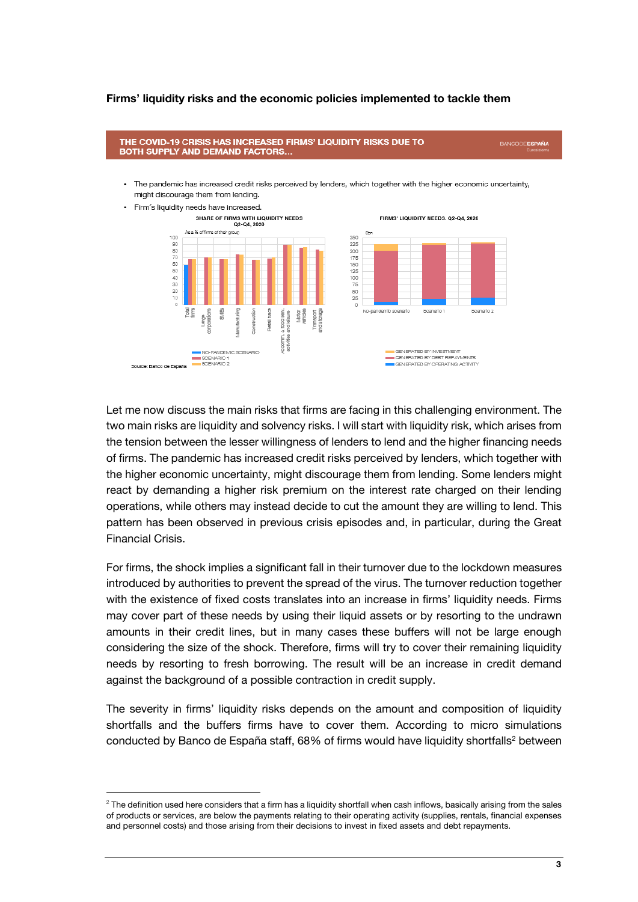## Firms' liquidity risks and the economic policies implemented to tackle them

**THE COVID-19 CRISIS HAS INCREASED FIRMS' LIQUIDITY RISKS DUE TO BOTH SUPPLY AND DEMAND FACTORS…**

BANCO DE ESPAÑA Eurosistema

- The pandemic has increased credit risks perceived by lenders, which together with the higher economic uncertainty, might discourage them from lending.
- Firm's liquidity needs have increased.

SHARE OF FIRMS WITH LIQUIDITY NEEDS Q2-Q4, 2020

As a % of firms of their group

Total firms, Large corporations, SMEs, Manufacturing, Construction, Retail trade, Accomm. & food serv. activities and leisure, Motor vehicles, Transport and storage

NO-PANDEMIC SCENARIO, SCENARIO 1, SCENARIO 2

FIRMS' LIQUIDITY NEEDS. Q2-Q4, 2020

€bn

No-pandemic scenario, Scenario 1, Scenario 2

GENERATED BY INVESTMENT, GENERATED BY DEBT REPAYMENTS, GENERATED BY OPERATING ACTIVITY

Source: Banco de España

Let me now discuss the main risks that firms are facing in this challenging environment. The two main risks are liquidity and solvency risks. I will start with liquidity risk, which arises from the tension between the lesser willingness of lenders to lend and the higher financing needs of firms. The pandemic has increased credit risks perceived by lenders, which together with the higher economic uncertainty, might discourage them from lending. Some lenders might react by demanding a higher risk premium on the interest rate charged on their lending operations, while others may instead decide to cut the amount they are willing to lend. This pattern has been observed in previous crisis episodes and, in particular, during the Great Financial Crisis.

For firms, the shock implies a significant fall in their turnover due to the lockdown measures introduced by authorities to prevent the spread of the virus. The turnover reduction together with the existence of fixed costs translates into an increase in firms' liquidity needs. Firms may cover part of these needs by using their liquid assets or by resorting to the undrawn amounts in their credit lines, but in many cases these buffers will not be large enough considering the size of the shock. Therefore, firms will try to cover their remaining liquidity needs by resorting to fresh borrowing. The result will be an increase in credit demand against the background of a possible contraction in credit supply.

The severity in firms' liquidity risks depends on the amount and composition of liquidity shortfalls and the buffers firms have to cover them. According to micro simulations conducted by Banco de España staff, 68% of firms would have liquidity shortfalls[2] between

[2] The definition used here considers that a firm has a liquidity shortfall when cash inflows, basically arising from the sales of products or services, are below the payments relating to their operating activity (supplies, rentals, financial expenses and personnel costs) and those arising from their decisions to invest in fixed assets and debt repayments.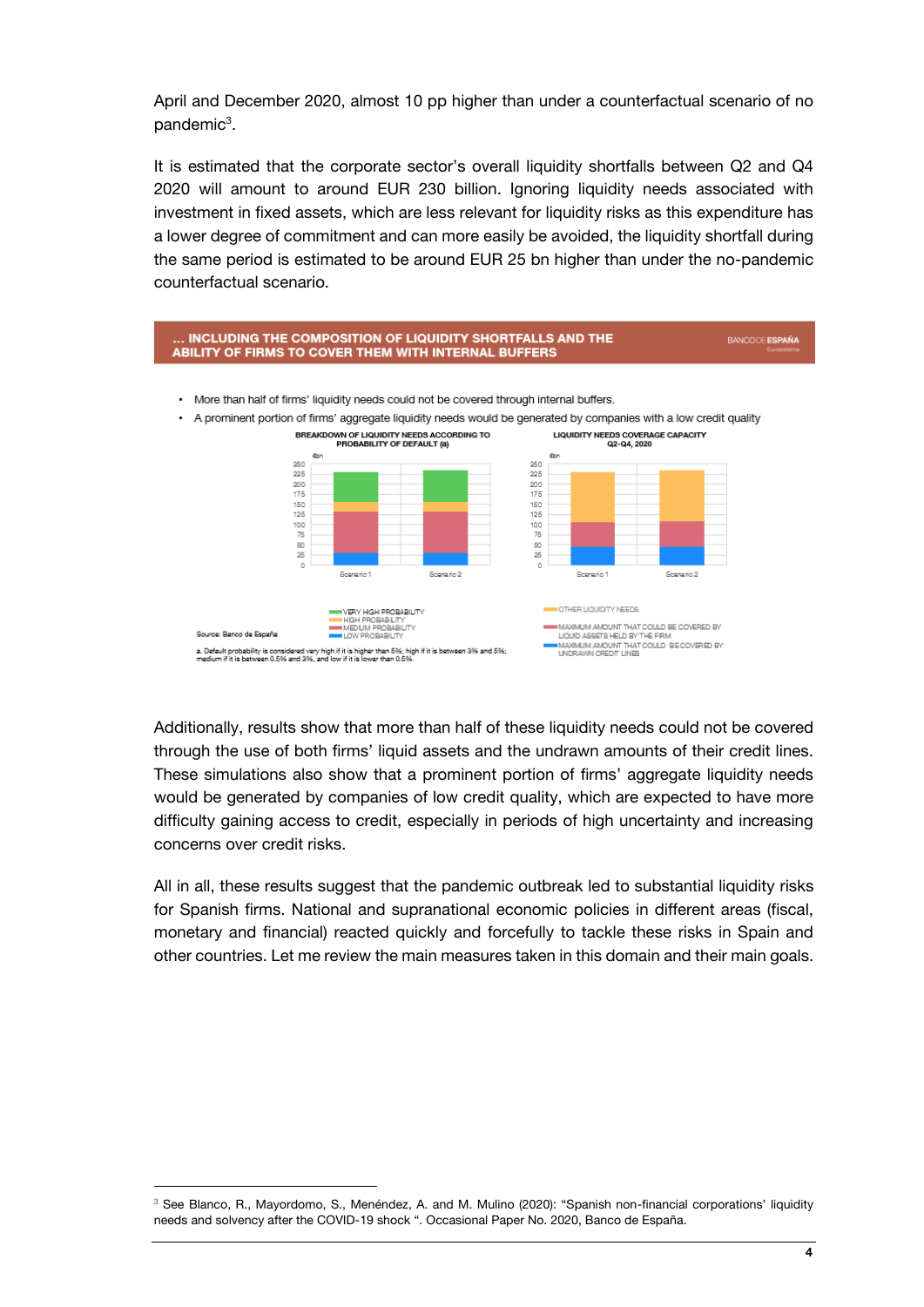April and December 2020, almost 10 pp higher than under a counterfactual scenario of no pandemic[3].

It is estimated that the corporate sector's overall liquidity shortfalls between Q2 and Q4 2020 will amount to around EUR 230 billion. Ignoring liquidity needs associated with investment in fixed assets, which are less relevant for liquidity risks as this expenditure has a lower degree of commitment and can more easily be avoided, the liquidity shortfall during the same period is estimated to be around EUR 25 bn higher than under the no-pandemic counterfactual scenario.

**... INCLUDING THE COMPOSITION OF LIQUIDITY SHORTFALLS AND THE ABILITY OF FIRMS TO COVER THEM WITH INTERNAL BUFFERS**

BANCO DE ESPAÑA
Eurosistema

- More than half of firms' liquidity needs could not be covered through internal buffers.
- A prominent portion of firms' aggregate liquidity needs would be generated by companies with a low credit quality

BREAKDOWN OF LIQUIDITY NEEDS ACCORDING TO PROBABILITY OF DEFAULT (a)

€bn

Scenario 1, Scenario 2

VERY HIGH PROBABILITY
HIGH PROBABILITY
MEDIUM PROBABILITY
LOW PROBABILITY

LIQUIDITY NEEDS COVERAGE CAPACITY Q2-Q4, 2020

€bn

Scenario 1, Scenario 2

OTHER LIQUIDITY NEEDS
MAXIMUM AMOUNT THAT COULD BE COVERED BY LIQUID ASSETS HELD BY THE FIRM
MAXIMUM AMOUNT THAT COULD BE COVERED BY UNDRAWN CREDIT LINES

Source: Banco de España

a. Default probability is considered very high if it is higher than 5%; high if it is between 3% and 5%; medium if it is between 0.5% and 3%, and low if it is lower than 0.5%.

Additionally, results show that more than half of these liquidity needs could not be covered through the use of both firms' liquid assets and the undrawn amounts of their credit lines. These simulations also show that a prominent portion of firms' aggregate liquidity needs would be generated by companies of low credit quality, which are expected to have more difficulty gaining access to credit, especially in periods of high uncertainty and increasing concerns over credit risks.

All in all, these results suggest that the pandemic outbreak led to substantial liquidity risks for Spanish firms. National and supranational economic policies in different areas (fiscal, monetary and financial) reacted quickly and forcefully to tackle these risks in Spain and other countries. Let me review the main measures taken in this domain and their main goals.

[3] See Blanco, R., Mayordomo, S., Menéndez, A. and M. Mulino (2020): "Spanish non-financial corporations' liquidity needs and solvency after the COVID-19 shock ". Occasional Paper No. 2020, Banco de España.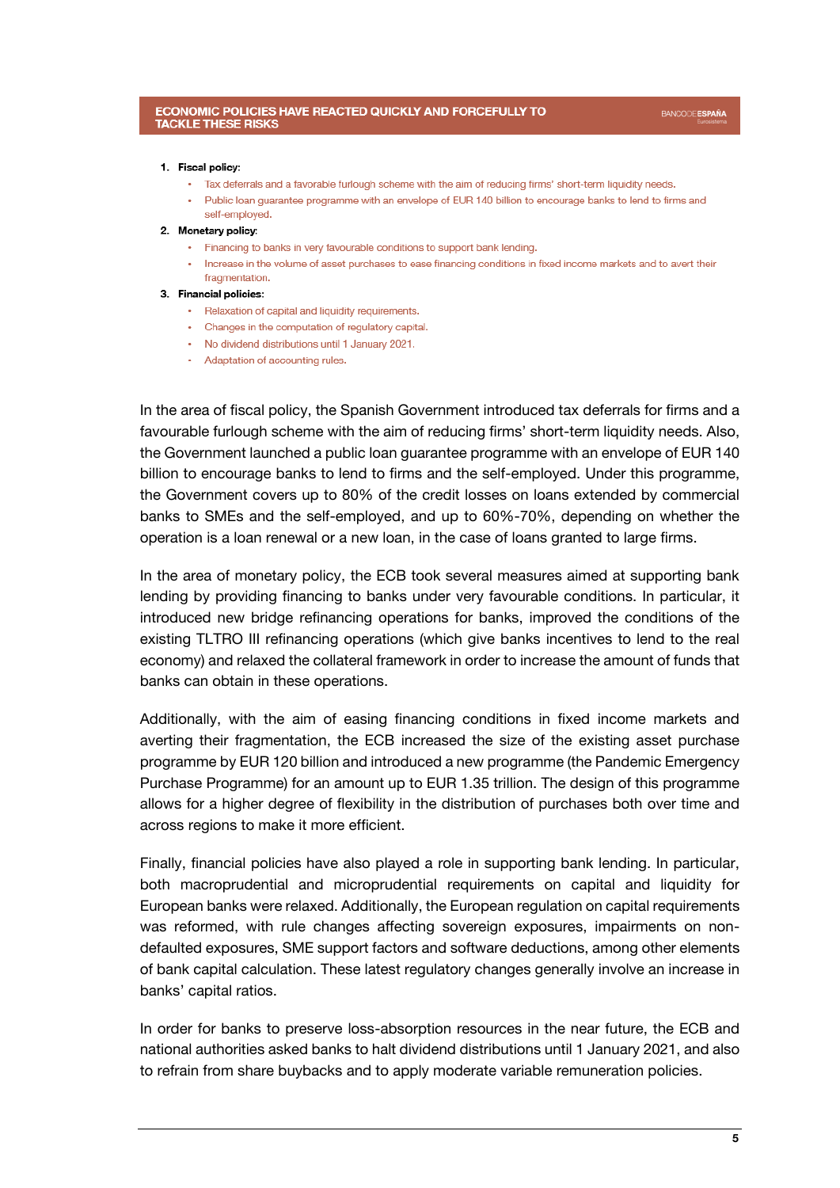## ECONOMIC POLICIES HAVE REACTED QUICKLY AND FORCEFULLY TO TACKLE THESE RISKS

1. **Fiscal policy**:
    - Tax deferrals and a favorable furlough scheme with the aim of reducing firms' short-term liquidity needs.
    - Public loan guarantee programme with an envelope of EUR 140 billion to encourage banks to lend to firms and self-employed.
2. **Monetary policy**:
    - Financing to banks in very favourable conditions to support bank lending.
    - Increase in the volume of asset purchases to ease financing conditions in fixed income markets and to avert their fragmentation.
3. **Financial policies**:
    - Relaxation of capital and liquidity requirements.
    - Changes in the computation of regulatory capital.
    - No dividend distributions until 1 January 2021.
    - Adaptation of accounting rules.

In the area of fiscal policy, the Spanish Government introduced tax deferrals for firms and a favourable furlough scheme with the aim of reducing firms' short-term liquidity needs. Also, the Government launched a public loan guarantee programme with an envelope of EUR 140 billion to encourage banks to lend to firms and the self-employed. Under this programme, the Government covers up to 80% of the credit losses on loans extended by commercial banks to SMEs and the self-employed, and up to 60%-70%, depending on whether the operation is a loan renewal or a new loan, in the case of loans granted to large firms.

In the area of monetary policy, the ECB took several measures aimed at supporting bank lending by providing financing to banks under very favourable conditions. In particular, it introduced new bridge refinancing operations for banks, improved the conditions of the existing TLTRO III refinancing operations (which give banks incentives to lend to the real economy) and relaxed the collateral framework in order to increase the amount of funds that banks can obtain in these operations.

Additionally, with the aim of easing financing conditions in fixed income markets and averting their fragmentation, the ECB increased the size of the existing asset purchase programme by EUR 120 billion and introduced a new programme (the Pandemic Emergency Purchase Programme) for an amount up to EUR 1.35 trillion. The design of this programme allows for a higher degree of flexibility in the distribution of purchases both over time and across regions to make it more efficient.

Finally, financial policies have also played a role in supporting bank lending. In particular, both macroprudential and microprudential requirements on capital and liquidity for European banks were relaxed. Additionally, the European regulation on capital requirements was reformed, with rule changes affecting sovereign exposures, impairments on non-defaulted exposures, SME support factors and software deductions, among other elements of bank capital calculation. These latest regulatory changes generally involve an increase in banks' capital ratios.

In order for banks to preserve loss-absorption resources in the near future, the ECB and national authorities asked banks to halt dividend distributions until 1 January 2021, and also to refrain from share buybacks and to apply moderate variable remuneration policies.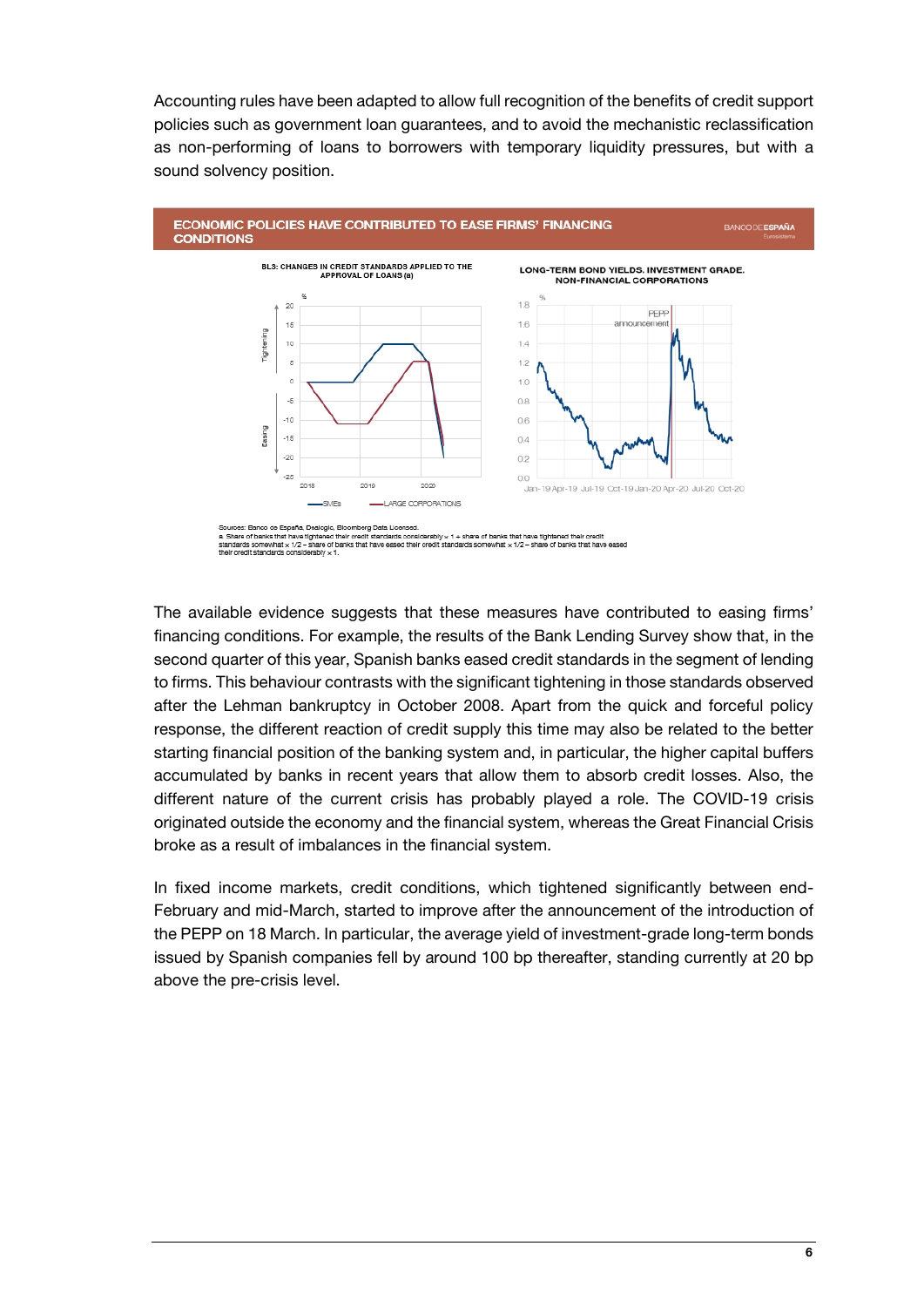Accounting rules have been adapted to allow full recognition of the benefits of credit support policies such as government loan guarantees, and to avoid the mechanistic reclassification as non-performing of loans to borrowers with temporary liquidity pressures, but with a sound solvency position.

**ECONOMIC POLICIES HAVE CONTRIBUTED TO EASE FIRMS' FINANCING CONDITIONS**

BLS: CHANGES IN CREDIT STANDARDS APPLIED TO THE APPROVAL OF LOANS (a)

LONG-TERM BOND YIELDS. INVESTMENT GRADE. NON-FINANCIAL CORPORATIONS

Sources: Banco de España, Dealogic, Bloomberg Data Licensed.
a Share of banks that have tightened their credit standards considerably × 1 + share of banks that have tightened their credit standards somewhat × 1/2 – share of banks that have eased their credit standards somewhat × 1/2 – share of banks that have eased their credit standards considerably × 1.

The available evidence suggests that these measures have contributed to easing firms' financing conditions. For example, the results of the Bank Lending Survey show that, in the second quarter of this year, Spanish banks eased credit standards in the segment of lending to firms. This behaviour contrasts with the significant tightening in those standards observed after the Lehman bankruptcy in October 2008. Apart from the quick and forceful policy response, the different reaction of credit supply this time may also be related to the better starting financial position of the banking system and, in particular, the higher capital buffers accumulated by banks in recent years that allow them to absorb credit losses. Also, the different nature of the current crisis has probably played a role. The COVID-19 crisis originated outside the economy and the financial system, whereas the Great Financial Crisis broke as a result of imbalances in the financial system.

In fixed income markets, credit conditions, which tightened significantly between end-February and mid-March, started to improve after the announcement of the introduction of the PEPP on 18 March. In particular, the average yield of investment-grade long-term bonds issued by Spanish companies fell by around 100 bp thereafter, standing currently at 20 bp above the pre-crisis level.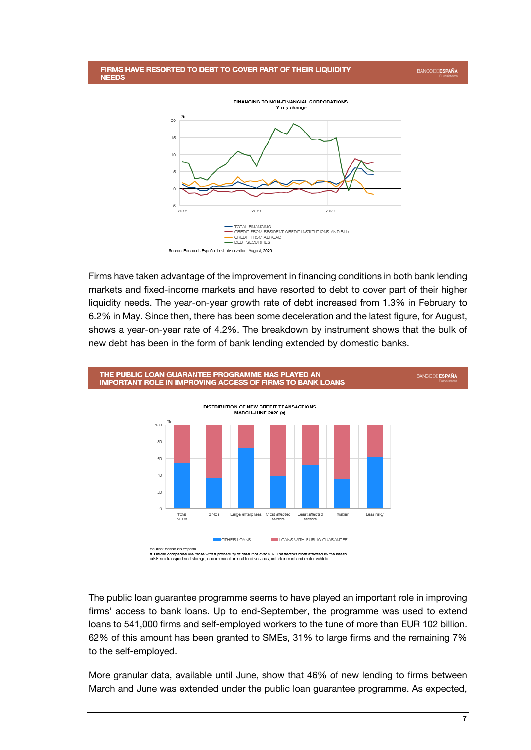## FIRMS HAVE RESORTED TO DEBT TO COVER PART OF THEIR LIQUIDITY NEEDS

FINANCING TO NON-FINANCIAL CORPORATIONS
Y-o-y change

Source: Banco de España. Last observation: August, 2020.

Firms have taken advantage of the improvement in financing conditions in both bank lending markets and fixed-income markets and have resorted to debt to cover part of their higher liquidity needs. The year-on-year growth rate of debt increased from 1.3% in February to 6.2% in May. Since then, there has been some deceleration and the latest figure, for August, shows a year-on-year rate of 4.2%. The breakdown by instrument shows that the bulk of new debt has been in the form of bank lending extended by domestic banks.

## THE PUBLIC LOAN GUARANTEE PROGRAMME HAS PLAYED AN IMPORTANT ROLE IN IMPROVING ACCESS OF FIRMS TO BANK LOANS

DISTRIBUTION OF NEW CREDIT TRANSACTIONS
MARCH-JUNE 2020 (a)

Source: Banco de España.
a. Riskier companies are those with a probability of default of over 2%. The sectors most affected by the health crisis are transport and storage, accommodation and food services, entertainment and motor vehicle.

The public loan guarantee programme seems to have played an important role in improving firms' access to bank loans. Up to end-September, the programme was used to extend loans to 541,000 firms and self-employed workers to the tune of more than EUR 102 billion. 62% of this amount has been granted to SMEs, 31% to large firms and the remaining 7% to the self-employed.

More granular data, available until June, show that 46% of new lending to firms between March and June was extended under the public loan guarantee programme. As expected,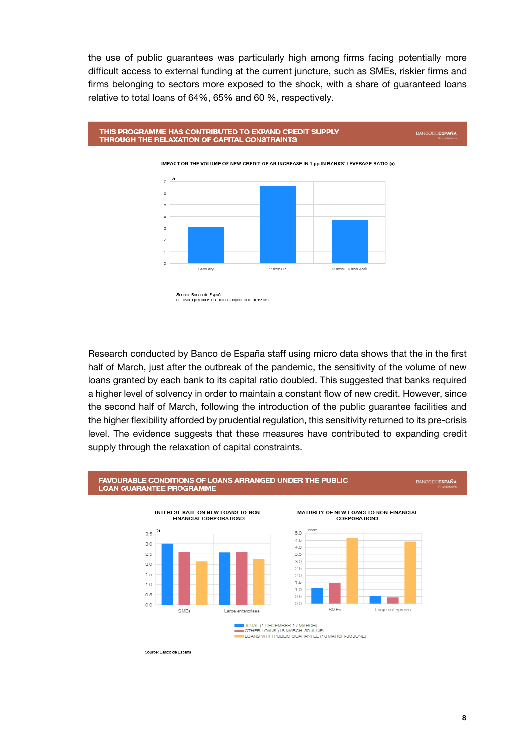the use of public guarantees was particularly high among firms facing potentially more difficult access to external funding at the current juncture, such as SMEs, riskier firms and firms belonging to sectors more exposed to the shock, with a share of guaranteed loans relative to total loans of 64%, 65% and 60 %, respectively.

**THIS PROGRAMME HAS CONTRIBUTED TO EXPAND CREDIT SUPPLY THROUGH THE RELAXATION OF CAPITAL CONSTRAINTS**

IMPACT ON THE VOLUME OF NEW CREDIT OF AN INCREASE IN 1 pp IN BANKS' LEVERAGE RATIO (a)

Source: Banco de España.
a. Leverage ratio is defined as capital to total assets.

Research conducted by Banco de España staff using micro data shows that the in the first half of March, just after the outbreak of the pandemic, the sensitivity of the volume of new loans granted by each bank to its capital ratio doubled. This suggested that banks required a higher level of solvency in order to maintain a constant flow of new credit. However, since the second half of March, following the introduction of the public guarantee facilities and the higher flexibility afforded by prudential regulation, this sensitivity returned to its pre-crisis level. The evidence suggests that these measures have contributed to expanding credit supply through the relaxation of capital constraints.

**FAVOURABLE CONDITIONS OF LOANS ARRANGED UNDER THE PUBLIC LOAN GUARANTEE PROGRAMME**

INTEREST RATE ON NEW LOANS TO NON-FINANCIAL CORPORATIONS

MATURITY OF NEW LOANS TO NON-FINANCIAL CORPORATIONS

TOTAL (1 DECEMBER-17 MARCH)
OTHER LOANS (18 MARCH-30 JUNE)
LOANS WITH PUBLIC GUARANTEE (18 MARCH-30 JUNE)

Source: Banco de España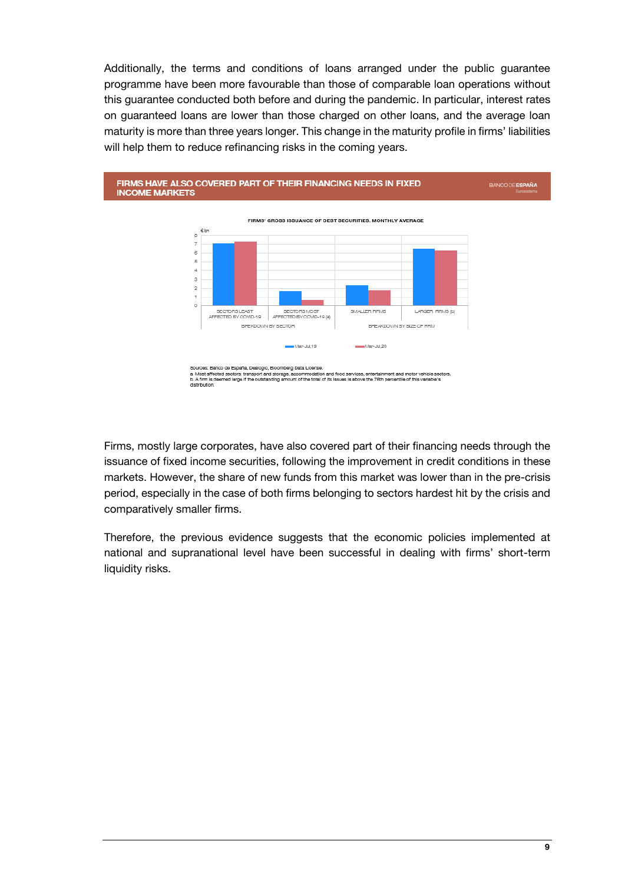Additionally, the terms and conditions of loans arranged under the public guarantee programme have been more favourable than those of comparable loan operations without this guarantee conducted both before and during the pandemic. In particular, interest rates on guaranteed loans are lower than those charged on other loans, and the average loan maturity is more than three years longer. This change in the maturity profile in firms' liabilities will help them to reduce refinancing risks in the coming years.

**FIRMS HAVE ALSO COVERED PART OF THEIR FINANCING NEEDS IN FIXED INCOME MARKETS**

FIRMS' GROSS ISSUANCE OF DEBT SECURITIES. MONTHLY AVERAGE

€ bn

| | Sectors least affected by COVID-19 | Sectors most affected by COVID-19 (a) | Smaller firms | Larger firms (b) |
|---|---|---|---|---|
| | Breakdown by sector | | Breakdown by size of firm | |

Legend: Mar-Jul,19; Mar-Jul,20

Sources: Banco de España, Dealogic, Bloomberg Data License.
a Most affected sectors: transport and storage, accommodation and food services, entertainment and motor vehicle sectors.
b A firm is deemed large if the outstanding amount of the total of its issues is above the 75th percentile of this variable's distribution.

Firms, mostly large corporates, have also covered part of their financing needs through the issuance of fixed income securities, following the improvement in credit conditions in these markets. However, the share of new funds from this market was lower than in the pre-crisis period, especially in the case of both firms belonging to sectors hardest hit by the crisis and comparatively smaller firms.

Therefore, the previous evidence suggests that the economic policies implemented at national and supranational level have been successful in dealing with firms' short-term liquidity risks.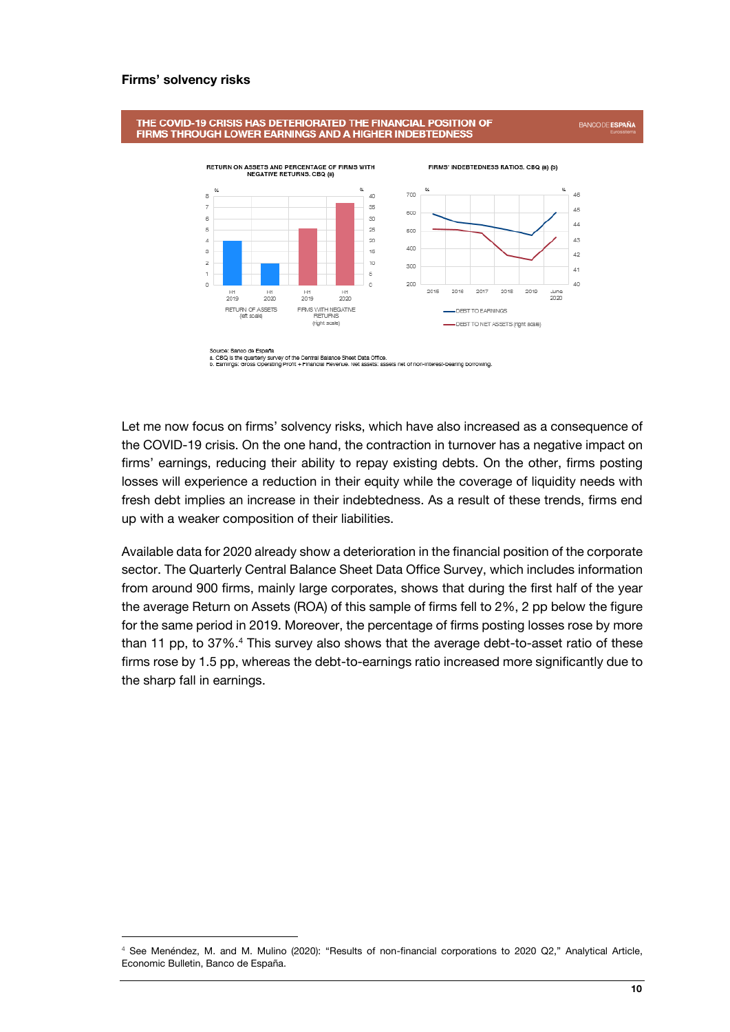**Firms' solvency risks**

THE COVID-19 CRISIS HAS DETERIORATED THE FINANCIAL POSITION OF FIRMS THROUGH LOWER EARNINGS AND A HIGHER INDEBTEDNESS

RETURN ON ASSETS AND PERCENTAGE OF FIRMS WITH NEGATIVE RETURNS. CBQ (a)

FIRMS' INDEBTEDNESS RATIOS. CBQ (a) (b)

Source: Banco de España.
a. CBQ is the quarterly survey of the Central Balance Sheet Data Office.
b. Earnings: Gross Operating Profit + Financial Revenue. Net assets: assets net of non-interest-bearing borrowing.

Let me now focus on firms' solvency risks, which have also increased as a consequence of the COVID-19 crisis. On the one hand, the contraction in turnover has a negative impact on firms' earnings, reducing their ability to repay existing debts. On the other, firms posting losses will experience a reduction in their equity while the coverage of liquidity needs with fresh debt implies an increase in their indebtedness. As a result of these trends, firms end up with a weaker composition of their liabilities.

Available data for 2020 already show a deterioration in the financial position of the corporate sector. The Quarterly Central Balance Sheet Data Office Survey, which includes information from around 900 firms, mainly large corporates, shows that during the first half of the year the average Return on Assets (ROA) of this sample of firms fell to 2%, 2 pp below the figure for the same period in 2019. Moreover, the percentage of firms posting losses rose by more than 11 pp, to 37%.[4] This survey also shows that the average debt-to-asset ratio of these firms rose by 1.5 pp, whereas the debt-to-earnings ratio increased more significantly due to the sharp fall in earnings.

[4] See Menéndez, M. and M. Mulino (2020): "Results of non-financial corporations to 2020 Q2," Analytical Article, Economic Bulletin, Banco de España.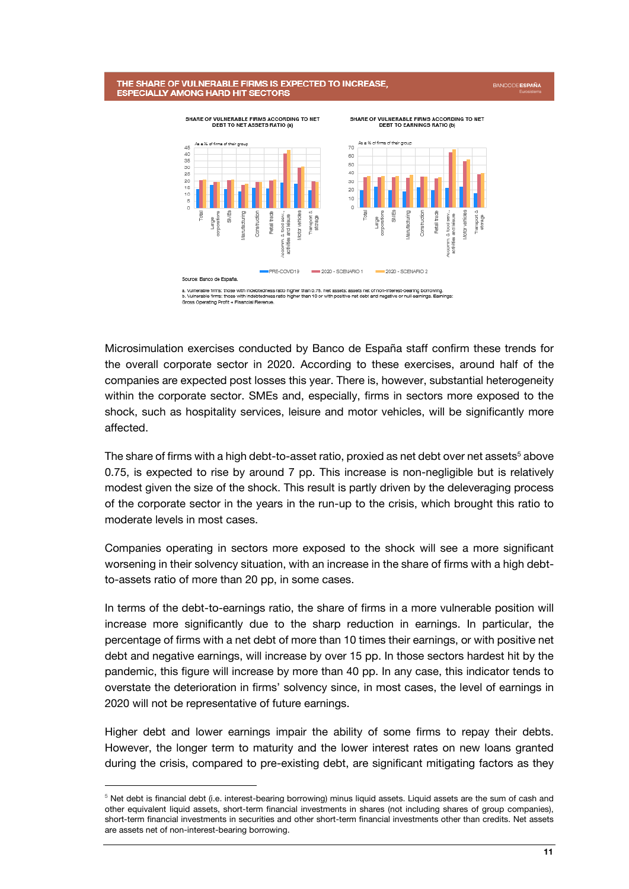## THE SHARE OF VULNERABLE FIRMS IS EXPECTED TO INCREASE, ESPECIALLY AMONG HARD HIT SECTORS

SHARE OF VULNERABLE FIRMS ACCORDING TO NET DEBT TO NET ASSETS RATIO (a)

SHARE OF VULNERABLE FIRMS ACCORDING TO NET DEBT TO EARNINGS RATIO (b)

Source: Banco de España.

a. Vulnerable firms: those with indebtedness ratio higher than 0.75. Net assets: assets net of non-interest-bearing borrowing.
b. Vulnerable firms: those with indebtedness ratio higher than 10 or with positive net debt and negative or null earnings. Earnings: Gross Operating Profit + Financial Revenue.

Microsimulation exercises conducted by Banco de España staff confirm these trends for the overall corporate sector in 2020. According to these exercises, around half of the companies are expected post losses this year. There is, however, substantial heterogeneity within the corporate sector. SMEs and, especially, firms in sectors more exposed to the shock, such as hospitality services, leisure and motor vehicles, will be significantly more affected.

The share of firms with a high debt-to-asset ratio, proxied as net debt over net assets[5] above 0.75, is expected to rise by around 7 pp. This increase is non-negligible but is relatively modest given the size of the shock. This result is partly driven by the deleveraging process of the corporate sector in the years in the run-up to the crisis, which brought this ratio to moderate levels in most cases.

Companies operating in sectors more exposed to the shock will see a more significant worsening in their solvency situation, with an increase in the share of firms with a high debt-to-assets ratio of more than 20 pp, in some cases.

In terms of the debt-to-earnings ratio, the share of firms in a more vulnerable position will increase more significantly due to the sharp reduction in earnings. In particular, the percentage of firms with a net debt of more than 10 times their earnings, or with positive net debt and negative earnings, will increase by over 15 pp. In those sectors hardest hit by the pandemic, this figure will increase by more than 40 pp. In any case, this indicator tends to overstate the deterioration in firms' solvency since, in most cases, the level of earnings in 2020 will not be representative of future earnings.

Higher debt and lower earnings impair the ability of some firms to repay their debts. However, the longer term to maturity and the lower interest rates on new loans granted during the crisis, compared to pre-existing debt, are significant mitigating factors as they

[5] Net debt is financial debt (i.e. interest-bearing borrowing) minus liquid assets. Liquid assets are the sum of cash and other equivalent liquid assets, short-term financial investments in shares (not including shares of group companies), short-term financial investments in securities and other short-term financial investments other than credits. Net assets are assets net of non-interest-bearing borrowing.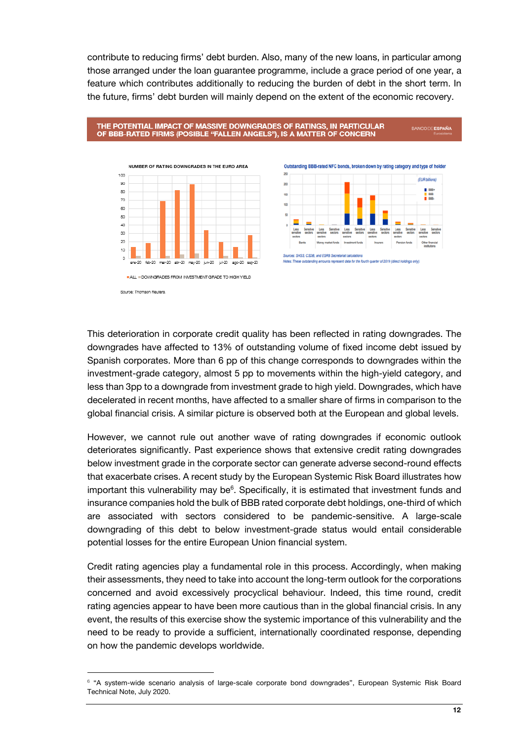contribute to reducing firms' debt burden. Also, many of the new loans, in particular among those arranged under the loan guarantee programme, include a grace period of one year, a feature which contributes additionally to reducing the burden of debt in the short term. In the future, firms' debt burden will mainly depend on the extent of the economic recovery.

**THE POTENTIAL IMPACT OF MASSIVE DOWNGRADES OF RATINGS, IN PARTICULAR OF BBB-RATED FIRMS (POSIBLE "FALLEN ANGELS"), IS A MATTER OF CONCERN**

NUMBER OF RATING DOWNGRADES IN THE EURO AREA

ALL — DOWNGRADES FROM INVESTMENT GRADE TO HIGH YIELD

Source: Thomson Reuters.

Outstanding BBB-rated NFC bonds, broken down by rating category and type of holder

*Sources: SHSS, CSDB, and ESRB Secretariat calculations*

*Notes: These outstanding amounts represent data for the fourth quarter of 2019 (direct holdings only)*

This deterioration in corporate credit quality has been reflected in rating downgrades. The downgrades have affected to 13% of outstanding volume of fixed income debt issued by Spanish corporates. More than 6 pp of this change corresponds to downgrades within the investment-grade category, almost 5 pp to movements within the high-yield category, and less than 3pp to a downgrade from investment grade to high yield. Downgrades, which have decelerated in recent months, have affected to a smaller share of firms in comparison to the global financial crisis. A similar picture is observed both at the European and global levels.

However, we cannot rule out another wave of rating downgrades if economic outlook deteriorates significantly. Past experience shows that extensive credit rating downgrades below investment grade in the corporate sector can generate adverse second-round effects that exacerbate crises. A recent study by the European Systemic Risk Board illustrates how important this vulnerability may be[6]. Specifically, it is estimated that investment funds and insurance companies hold the bulk of BBB rated corporate debt holdings, one-third of which are associated with sectors considered to be pandemic-sensitive. A large-scale downgrading of this debt to below investment-grade status would entail considerable potential losses for the entire European Union financial system.

Credit rating agencies play a fundamental role in this process. Accordingly, when making their assessments, they need to take into account the long-term outlook for the corporations concerned and avoid excessively procyclical behaviour. Indeed, this time round, credit rating agencies appear to have been more cautious than in the global financial crisis. In any event, the results of this exercise show the systemic importance of this vulnerability and the need to be ready to provide a sufficient, internationally coordinated response, depending on how the pandemic develops worldwide.

---

[6] "A system-wide scenario analysis of large-scale corporate bond downgrades", European Systemic Risk Board Technical Note, July 2020.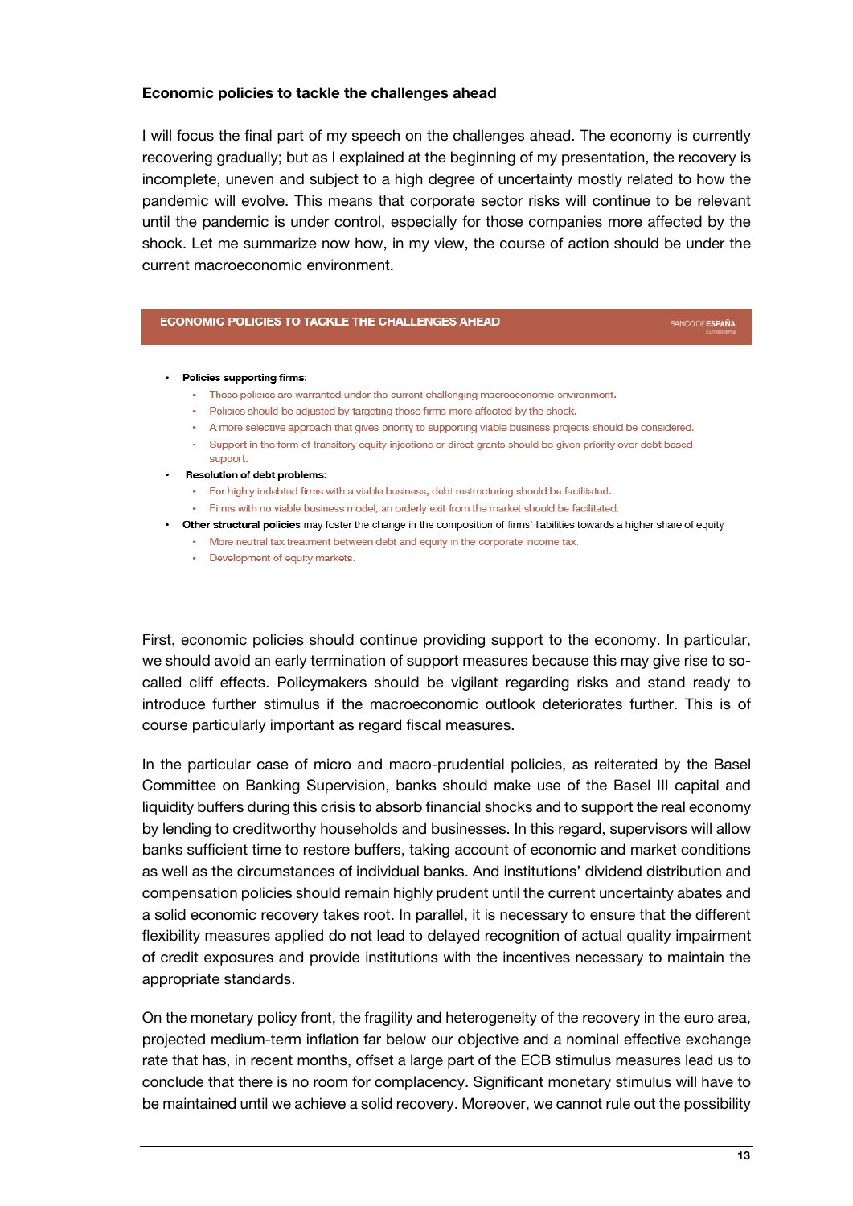**Economic policies to tackle the challenges ahead**

I will focus the final part of my speech on the challenges ahead. The economy is currently recovering gradually; but as I explained at the beginning of my presentation, the recovery is incomplete, uneven and subject to a high degree of uncertainty mostly related to how the pandemic will evolve. This means that corporate sector risks will continue to be relevant until the pandemic is under control, especially for those companies more affected by the shock. Let me summarize now how, in my view, the course of action should be under the current macroeconomic environment.

**ECONOMIC POLICIES TO TACKLE THE CHALLENGES AHEAD**

- **Policies supporting firms**:
  - These policies are warranted under the current challenging macroeconomic environment.
  - Policies should be adjusted by targeting those firms more affected by the shock.
  - A more selective approach that gives priority to supporting viable business projects should be considered.
  - Support in the form of transitory equity injections or direct grants should be given priority over debt based support.
- **Resolution of debt problems**:
  - For highly indebted firms with a viable business, debt restructuring should be facilitated.
  - Firms with no viable business model, an orderly exit from the market should be facilitated.
- **Other structural policies** may foster the change in the composition of firms' liabilities towards a higher share of equity
  - More neutral tax treatment between debt and equity in the corporate income tax.
  - Development of equity markets.

First, economic policies should continue providing support to the economy. In particular, we should avoid an early termination of support measures because this may give rise to so-called cliff effects. Policymakers should be vigilant regarding risks and stand ready to introduce further stimulus if the macroeconomic outlook deteriorates further. This is of course particularly important as regard fiscal measures.

In the particular case of micro and macro-prudential policies, as reiterated by the Basel Committee on Banking Supervision, banks should make use of the Basel III capital and liquidity buffers during this crisis to absorb financial shocks and to support the real economy by lending to creditworthy households and businesses. In this regard, supervisors will allow banks sufficient time to restore buffers, taking account of economic and market conditions as well as the circumstances of individual banks. And institutions' dividend distribution and compensation policies should remain highly prudent until the current uncertainty abates and a solid economic recovery takes root. In parallel, it is necessary to ensure that the different flexibility measures applied do not lead to delayed recognition of actual quality impairment of credit exposures and provide institutions with the incentives necessary to maintain the appropriate standards.

On the monetary policy front, the fragility and heterogeneity of the recovery in the euro area, projected medium-term inflation far below our objective and a nominal effective exchange rate that has, in recent months, offset a large part of the ECB stimulus measures lead us to conclude that there is no room for complacency. Significant monetary stimulus will have to be maintained until we achieve a solid recovery. Moreover, we cannot rule out the possibility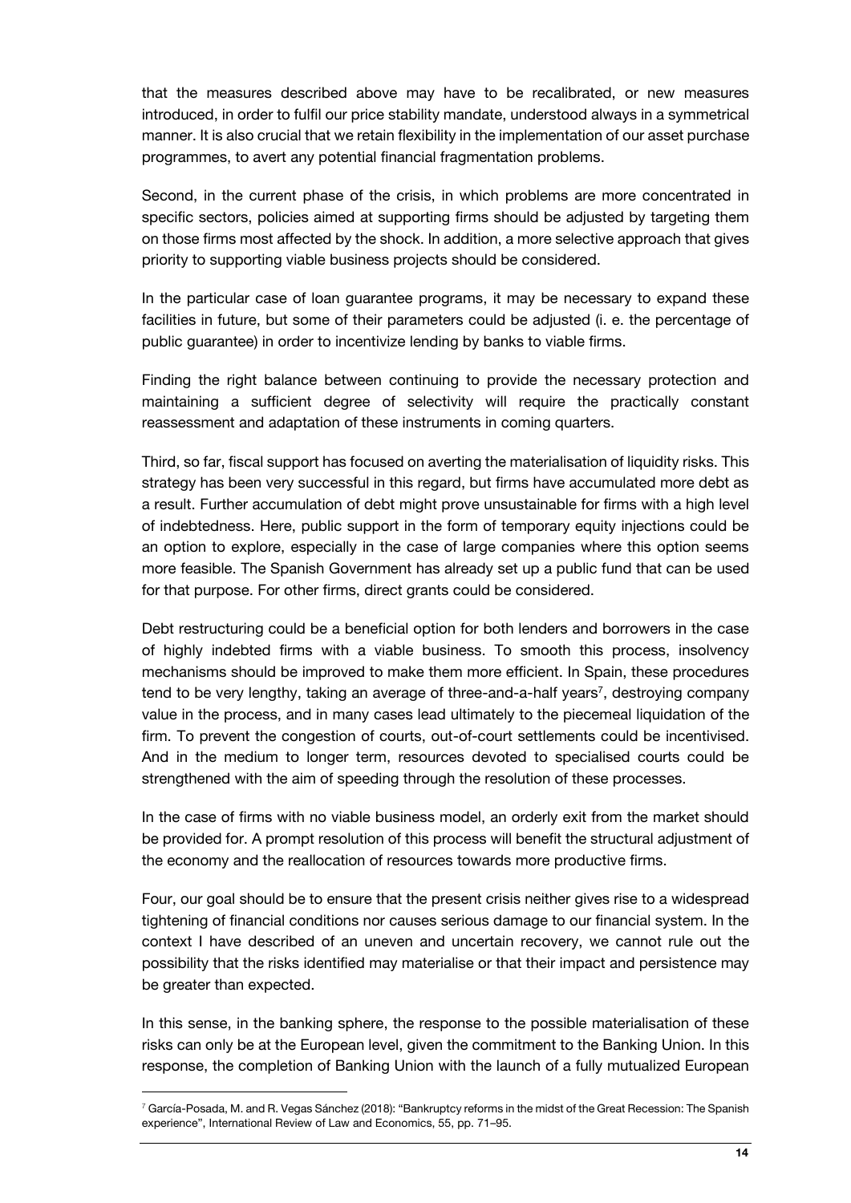that the measures described above may have to be recalibrated, or new measures introduced, in order to fulfil our price stability mandate, understood always in a symmetrical manner. It is also crucial that we retain flexibility in the implementation of our asset purchase programmes, to avert any potential financial fragmentation problems.

Second, in the current phase of the crisis, in which problems are more concentrated in specific sectors, policies aimed at supporting firms should be adjusted by targeting them on those firms most affected by the shock. In addition, a more selective approach that gives priority to supporting viable business projects should be considered.

In the particular case of loan guarantee programs, it may be necessary to expand these facilities in future, but some of their parameters could be adjusted (i. e. the percentage of public guarantee) in order to incentivize lending by banks to viable firms.

Finding the right balance between continuing to provide the necessary protection and maintaining a sufficient degree of selectivity will require the practically constant reassessment and adaptation of these instruments in coming quarters.

Third, so far, fiscal support has focused on averting the materialisation of liquidity risks. This strategy has been very successful in this regard, but firms have accumulated more debt as a result. Further accumulation of debt might prove unsustainable for firms with a high level of indebtedness. Here, public support in the form of temporary equity injections could be an option to explore, especially in the case of large companies where this option seems more feasible. The Spanish Government has already set up a public fund that can be used for that purpose. For other firms, direct grants could be considered.

Debt restructuring could be a beneficial option for both lenders and borrowers in the case of highly indebted firms with a viable business. To smooth this process, insolvency mechanisms should be improved to make them more efficient. In Spain, these procedures tend to be very lengthy, taking an average of three-and-a-half years[7], destroying company value in the process, and in many cases lead ultimately to the piecemeal liquidation of the firm. To prevent the congestion of courts, out-of-court settlements could be incentivised. And in the medium to longer term, resources devoted to specialised courts could be strengthened with the aim of speeding through the resolution of these processes.

In the case of firms with no viable business model, an orderly exit from the market should be provided for. A prompt resolution of this process will benefit the structural adjustment of the economy and the reallocation of resources towards more productive firms.

Four, our goal should be to ensure that the present crisis neither gives rise to a widespread tightening of financial conditions nor causes serious damage to our financial system. In the context I have described of an uneven and uncertain recovery, we cannot rule out the possibility that the risks identified may materialise or that their impact and persistence may be greater than expected.

In this sense, in the banking sphere, the response to the possible materialisation of these risks can only be at the European level, given the commitment to the Banking Union. In this response, the completion of Banking Union with the launch of a fully mutualized European

---

[7] García-Posada, M. and R. Vegas Sánchez (2018): "Bankruptcy reforms in the midst of the Great Recession: The Spanish experience", International Review of Law and Economics, 55, pp. 71–95.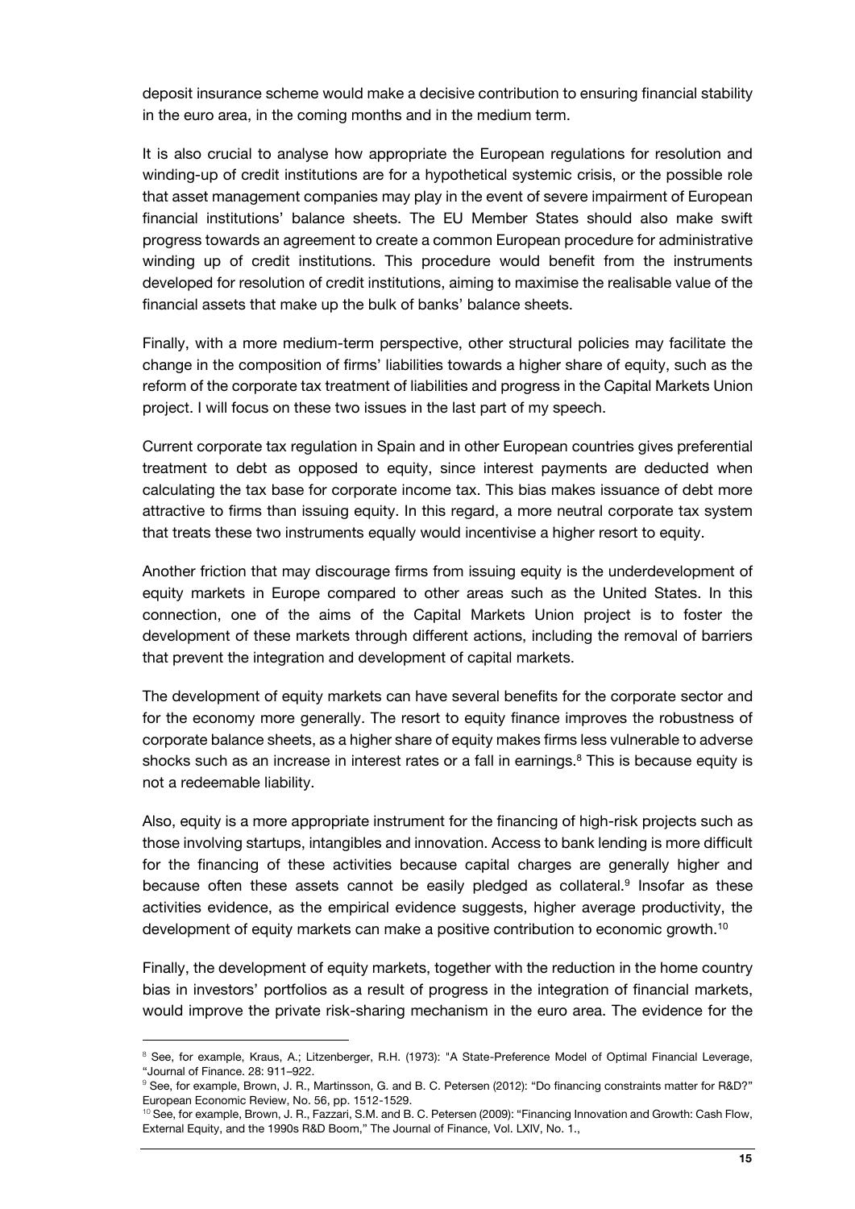deposit insurance scheme would make a decisive contribution to ensuring financial stability in the euro area, in the coming months and in the medium term.

It is also crucial to analyse how appropriate the European regulations for resolution and winding-up of credit institutions are for a hypothetical systemic crisis, or the possible role that asset management companies may play in the event of severe impairment of European financial institutions' balance sheets. The EU Member States should also make swift progress towards an agreement to create a common European procedure for administrative winding up of credit institutions. This procedure would benefit from the instruments developed for resolution of credit institutions, aiming to maximise the realisable value of the financial assets that make up the bulk of banks' balance sheets.

Finally, with a more medium-term perspective, other structural policies may facilitate the change in the composition of firms' liabilities towards a higher share of equity, such as the reform of the corporate tax treatment of liabilities and progress in the Capital Markets Union project. I will focus on these two issues in the last part of my speech.

Current corporate tax regulation in Spain and in other European countries gives preferential treatment to debt as opposed to equity, since interest payments are deducted when calculating the tax base for corporate income tax. This bias makes issuance of debt more attractive to firms than issuing equity. In this regard, a more neutral corporate tax system that treats these two instruments equally would incentivise a higher resort to equity.

Another friction that may discourage firms from issuing equity is the underdevelopment of equity markets in Europe compared to other areas such as the United States. In this connection, one of the aims of the Capital Markets Union project is to foster the development of these markets through different actions, including the removal of barriers that prevent the integration and development of capital markets.

The development of equity markets can have several benefits for the corporate sector and for the economy more generally. The resort to equity finance improves the robustness of corporate balance sheets, as a higher share of equity makes firms less vulnerable to adverse shocks such as an increase in interest rates or a fall in earnings.[8] This is because equity is not a redeemable liability.

Also, equity is a more appropriate instrument for the financing of high-risk projects such as those involving startups, intangibles and innovation. Access to bank lending is more difficult for the financing of these activities because capital charges are generally higher and because often these assets cannot be easily pledged as collateral.[9] Insofar as these activities evidence, as the empirical evidence suggests, higher average productivity, the development of equity markets can make a positive contribution to economic growth.[10]

Finally, the development of equity markets, together with the reduction in the home country bias in investors' portfolios as a result of progress in the integration of financial markets, would improve the private risk-sharing mechanism in the euro area. The evidence for the

---

[8] See, for example, Kraus, A.; Litzenberger, R.H. (1973): "A State-Preference Model of Optimal Financial Leverage, "Journal of Finance. 28: 911–922.

[9] See, for example, Brown, J. R., Martinsson, G. and B. C. Petersen (2012): "Do financing constraints matter for R&D?" European Economic Review, No. 56, pp. 1512-1529.

[10] See, for example, Brown, J. R., Fazzari, S.M. and B. C. Petersen (2009): "Financing Innovation and Growth: Cash Flow, External Equity, and the 1990s R&D Boom," The Journal of Finance, Vol. LXIV, No. 1.,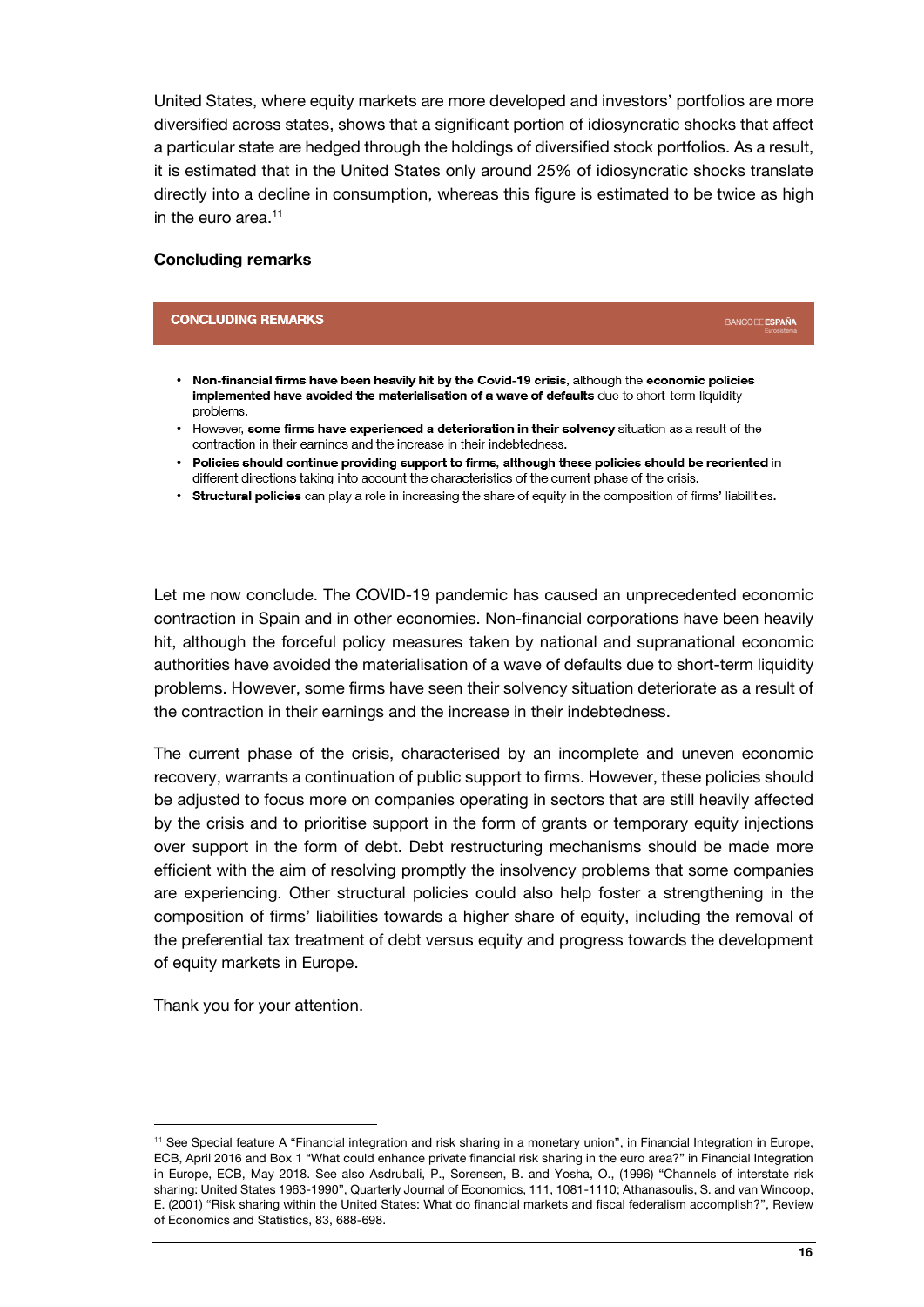United States, where equity markets are more developed and investors' portfolios are more diversified across states, shows that a significant portion of idiosyncratic shocks that affect a particular state are hedged through the holdings of diversified stock portfolios. As a result, it is estimated that in the United States only around 25% of idiosyncratic shocks translate directly into a decline in consumption, whereas this figure is estimated to be twice as high in the euro area.[11]

### Concluding remarks

**CONCLUDING REMARKS**

BANCO DE ESPAÑA
Eurosistema

- **Non-financial firms have been heavily hit by the Covid-19 crisis**, although the **economic policies implemented have avoided the materialisation of a wave of defaults** due to short-term liquidity problems.
- However, **some firms have experienced a deterioration in their solvency** situation as a result of the contraction in their earnings and the increase in their indebtedness.
- **Policies should continue providing support to firms, although these policies should be reoriented** in different directions taking into account the characteristics of the current phase of the crisis.
- **Structural policies** can play a role in increasing the share of equity in the composition of firms' liabilities.

Let me now conclude. The COVID-19 pandemic has caused an unprecedented economic contraction in Spain and in other economies. Non-financial corporations have been heavily hit, although the forceful policy measures taken by national and supranational economic authorities have avoided the materialisation of a wave of defaults due to short-term liquidity problems. However, some firms have seen their solvency situation deteriorate as a result of the contraction in their earnings and the increase in their indebtedness.

The current phase of the crisis, characterised by an incomplete and uneven economic recovery, warrants a continuation of public support to firms. However, these policies should be adjusted to focus more on companies operating in sectors that are still heavily affected by the crisis and to prioritise support in the form of grants or temporary equity injections over support in the form of debt. Debt restructuring mechanisms should be made more efficient with the aim of resolving promptly the insolvency problems that some companies are experiencing. Other structural policies could also help foster a strengthening in the composition of firms' liabilities towards a higher share of equity, including the removal of the preferential tax treatment of debt versus equity and progress towards the development of equity markets in Europe.

Thank you for your attention.

[11] See Special feature A "Financial integration and risk sharing in a monetary union", in Financial Integration in Europe, ECB, April 2016 and Box 1 "What could enhance private financial risk sharing in the euro area?" in Financial Integration in Europe, ECB, May 2018. See also Asdrubali, P., Sorensen, B. and Yosha, O., (1996) "Channels of interstate risk sharing: United States 1963-1990", Quarterly Journal of Economics, 111, 1081-1110; Athanasoulis, S. and van Wincoop, E. (2001) "Risk sharing within the United States: What do financial markets and fiscal federalism accomplish?", Review of Economics and Statistics, 83, 688-698.